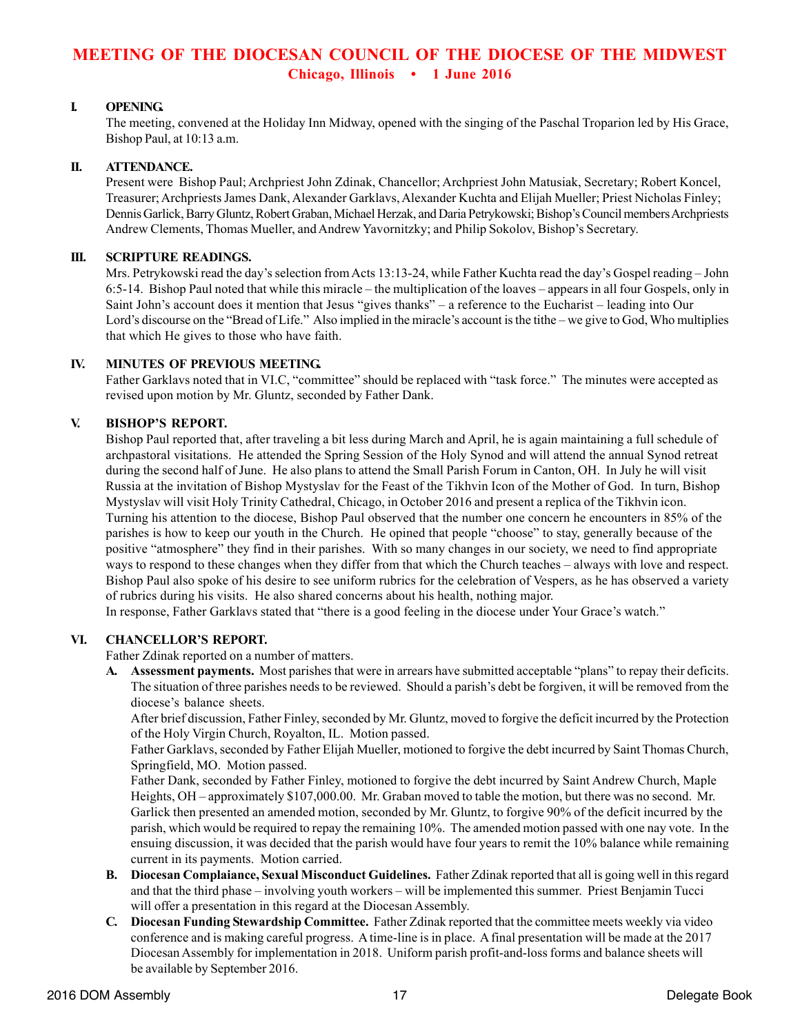# MEETING OF THE DIOCESAN COUNCIL OF THE DIOCESE OF THE MIDWEST

**Chicago, Illinois • 1 June 2016**

## I. OPENING.

The meeting, convened at the Holiday Inn Midway, opened with the singing of the Paschal Troparion led by His Grace, Bishop Paul, at 10:13 a.m.

## II. ATTENDANCE.

Present were Bishop Paul; Archpriest John Zdinak, Chancellor; Archpriest John Matusiak, Secretary; Robert Koncel, Treasurer; Archpriests James Dank, Alexander Garklavs, Alexander Kuchta and Elijah Mueller; Priest Nicholas Finley; Dennis Garlick, Barry Gluntz, Robert Graban, Michael Herzak, and Daria Petrykowski; Bishop's Council members Archpriests Andrew Clements, Thomas Mueller, and Andrew Yavornitzky; and Philip Sokolov, Bishop's Secretary.

## III. SCRIPTURE READINGS.

Mrs. Petrykowski read the day's selection from Acts 13:13-24, while Father Kuchta read the day's Gospel reading – John 6:5-14. Bishop Paul noted that while this miracle – the multiplication of the loaves – appears in all four Gospels, only in Saint John's account does it mention that Jesus "gives thanks" – a reference to the Eucharist – leading into Our Lord's discourse on the "Bread of Life." Also implied in the miracle's account is the tithe – we give to God, Who multiplies that which He gives to those who have faith.

## IV. MINUTES OF PREVIOUS MEETING.

Father Garklavs noted that in VI.C, "committee" should be replaced with "task force." The minutes were accepted as revised upon motion by Mr. Gluntz, seconded by Father Dank.

## V. BISHOP'S REPORT.

Bishop Paul reported that, after traveling a bit less during March and April, he is again maintaining a full schedule of archpastoral visitations. He attended the Spring Session of the Holy Synod and will attend the annual Synod retreat during the second half of June. He also plans to attend the Small Parish Forum in Canton, OH. In July he will visit Russia at the invitation of Bishop Mystyslav for the Feast of the Tikhvin Icon of the Mother of God. In turn, Bishop Mystyslav will visit Holy Trinity Cathedral, Chicago, in October 2016 and present a replica of the Tikhvin icon. Turning his attention to the diocese, Bishop Paul observed that the number one concern he encounters in 85% of the parishes is how to keep our youth in the Church. He opined that people "choose" to stay, generally because of the positive "atmosphere" they find in their parishes. With so many changes in our society, we need to find appropriate ways to respond to these changes when they differ from that which the Church teaches – always with love and respect. Bishop Paul also spoke of his desire to see uniform rubrics for the celebration of Vespers, as he has observed a variety of rubrics during his visits. He also shared concerns about his health, nothing major.

In response, Father Garklavs stated that "there is a good feeling in the diocese under Your Grace's watch."

## VI. CHANCELLOR'S REPORT.

Father Zdinak reported on a number of matters.

**A. Assessment payments.** Most parishes that were in arrears have submitted acceptable "plans" to repay their deficits. The situation of three parishes needs to be reviewed. Should a parish's debt be forgiven, it will be removed from the diocese's balance sheets.

After brief discussion, Father Finley, seconded by Mr. Gluntz, moved to forgive the deficit incurred by the Protection of the Holy Virgin Church, Royalton, IL. Motion passed.

Father Garklavs, seconded by Father Elijah Mueller, motioned to forgive the debt incurred by Saint Thomas Church, Springfield, MO. Motion passed.

Father Dank, seconded by Father Finley, motioned to forgive the debt incurred by Saint Andrew Church, Maple Heights, OH – approximately $107,000.00. Mr. Graban moved to table the motion, but there was no second. Mr. Garlick then presented an amended motion, seconded by Mr. Gluntz, to forgive 90% of the deficit incurred by the parish, which would be required to repay the remaining 10%. The amended motion passed with one nay vote. In the ensuing discussion, it was decided that the parish would have four years to remit the 10% balance while remaining current in its payments. Motion carried.

**B. Diocesan Complaiance, Sexual Misconduct Guidelines.** Father Zdinak reported that all is going well in this regard and that the third phase – involving youth workers – will be implemented this summer. Priest Benjamin Tucci will offer a presentation in this regard at the Diocesan Assembly.

**C. Diocesan Funding Stewardship Committee.** Father Zdinak reported that the committee meets weekly via video conference and is making careful progress. A time-line is in place. A final presentation will be made at the 2017 Diocesan Assembly for implementation in 2018. Uniform parish profit-and-loss forms and balance sheets will be available by September 2016.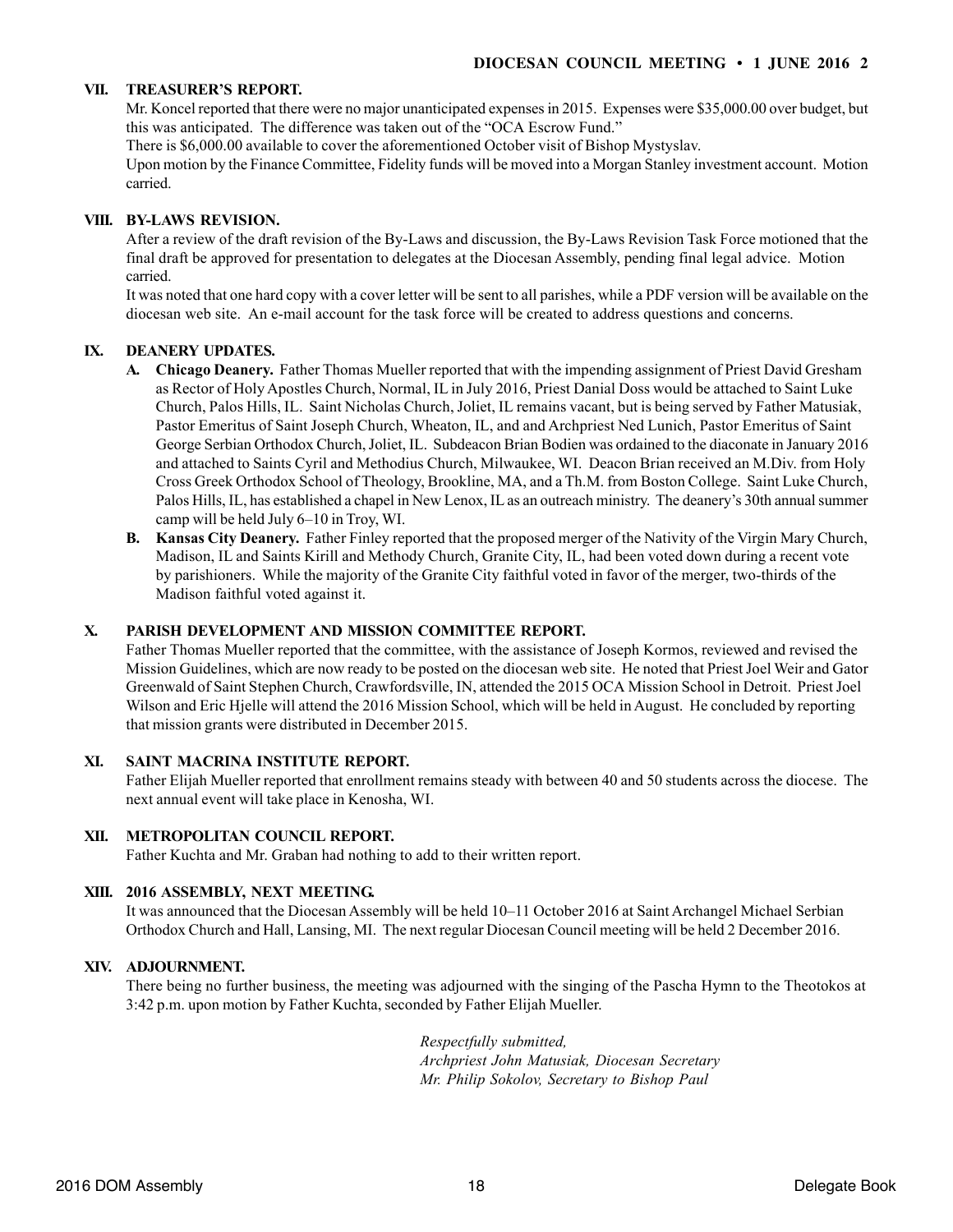## VII. TREASURER'S REPORT.

Mr. Koncel reported that there were no major unanticipated expenses in 2015. Expenses were $35,000.00 over budget, but this was anticipated. The difference was taken out of the "OCA Escrow Fund."

There is $6,000.00 available to cover the aforementioned October visit of Bishop Mystyslav.

Upon motion by the Finance Committee, Fidelity funds will be moved into a Morgan Stanley investment account. Motion carried.

## VIII. BY-LAWS REVISION.

After a review of the draft revision of the By-Laws and discussion, the By-Laws Revision Task Force motioned that the final draft be approved for presentation to delegates at the Diocesan Assembly, pending final legal advice. Motion carried.

It was noted that one hard copy with a cover letter will be sent to all parishes, while a PDF version will be available on the diocesan web site. An e-mail account for the task force will be created to address questions and concerns.

## IX. DEANERY UPDATES.

**A. Chicago Deanery.** Father Thomas Mueller reported that with the impending assignment of Priest David Gresham as Rector of Holy Apostles Church, Normal, IL in July 2016, Priest Danial Doss would be attached to Saint Luke Church, Palos Hills, IL. Saint Nicholas Church, Joliet, IL remains vacant, but is being served by Father Matusiak, Pastor Emeritus of Saint Joseph Church, Wheaton, IL, and and Archpriest Ned Lunich, Pastor Emeritus of Saint George Serbian Orthodox Church, Joliet, IL. Subdeacon Brian Bodien was ordained to the diaconate in January 2016 and attached to Saints Cyril and Methodius Church, Milwaukee, WI. Deacon Brian received an M.Div. from Holy Cross Greek Orthodox School of Theology, Brookline, MA, and a Th.M. from Boston College. Saint Luke Church, Palos Hills, IL, has established a chapel in New Lenox, IL as an outreach ministry. The deanery's 30th annual summer camp will be held July 6–10 in Troy, WI.

**B. Kansas City Deanery.** Father Finley reported that the proposed merger of the Nativity of the Virgin Mary Church, Madison, IL and Saints Kirill and Methody Church, Granite City, IL, had been voted down during a recent vote by parishioners. While the majority of the Granite City faithful voted in favor of the merger, two-thirds of the Madison faithful voted against it.

## X. PARISH DEVELOPMENT AND MISSION COMMITTEE REPORT.

Father Thomas Mueller reported that the committee, with the assistance of Joseph Kormos, reviewed and revised the Mission Guidelines, which are now ready to be posted on the diocesan web site. He noted that Priest Joel Weir and Gator Greenwald of Saint Stephen Church, Crawfordsville, IN, attended the 2015 OCA Mission School in Detroit. Priest Joel Wilson and Eric Hjelle will attend the 2016 Mission School, which will be held in August. He concluded by reporting that mission grants were distributed in December 2015.

## XI. SAINT MACRINA INSTITUTE REPORT.

Father Elijah Mueller reported that enrollment remains steady with between 40 and 50 students across the diocese. The next annual event will take place in Kenosha, WI.

## XII. METROPOLITAN COUNCIL REPORT.

Father Kuchta and Mr. Graban had nothing to add to their written report.

## XIII. 2016 ASSEMBLY, NEXT MEETING.

It was announced that the Diocesan Assembly will be held 10–11 October 2016 at Saint Archangel Michael Serbian Orthodox Church and Hall, Lansing, MI. The next regular Diocesan Council meeting will be held 2 December 2016.

## XIV. ADJOURNMENT.

There being no further business, the meeting was adjourned with the singing of the Pascha Hymn to the Theotokos at 3:42 p.m. upon motion by Father Kuchta, seconded by Father Elijah Mueller.

*Respectfully submitted,*
*Archpriest John Matusiak, Diocesan Secretary*
*Mr. Philip Sokolov, Secretary to Bishop Paul*